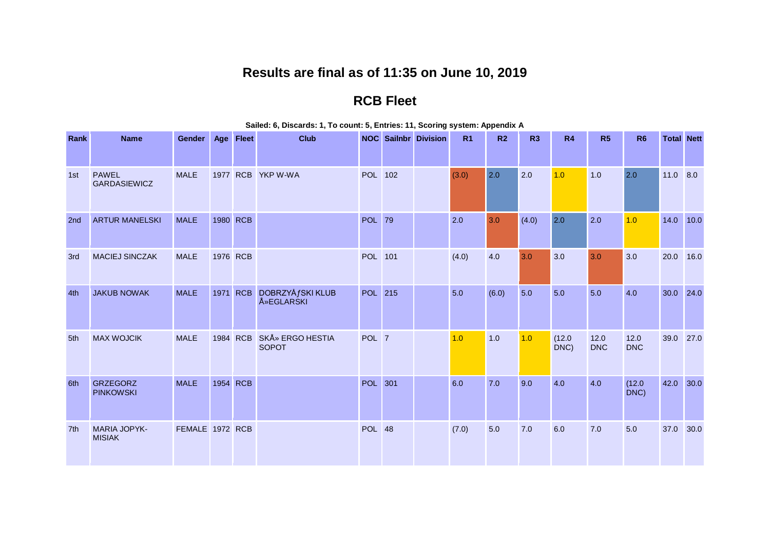# Results are final as of 11:35 on June 10, 2019

## RCB Fleet

**Sailed: 6, Discards: 1, To count: 5, Entries: 11, Scoring system: Appendix A**

| Rank | Name | Gender | Age | Fleet | Club | NOC | Sailnbr | Division | R1 | R2 | R3 | R4 | R5 | R6 | Total | Nett |
|---|---|---|---|---|---|---|---|---|---|---|---|---|---|---|---|---|
| 1st | PAWEL GARDASIEWICZ | MALE | 1977 | RCB | YKP W-WA | POL | 102 | | (3.0) | 2.0 | 2.0 | 1.0 | 1.0 | 2.0 | 11.0 | 8.0 |
| 2nd | ARTUR MANELSKI | MALE | 1980 | RCB | | POL | 79 | | 2.0 | 3.0 | (4.0) | 2.0 | 2.0 | 1.0 | 14.0 | 10.0 |
| 3rd | MACIEJ SINCZAK | MALE | 1976 | RCB | | POL | 101 | | (4.0) | 4.0 | 3.0 | 3.0 | 3.0 | 3.0 | 20.0 | 16.0 |
| 4th | JAKUB NOWAK | MALE | 1971 | RCB | DOBRZYÅƒSKI KLUB Å»EGLARSKI | POL | 215 | | 5.0 | (6.0) | 5.0 | 5.0 | 5.0 | 4.0 | 30.0 | 24.0 |
| 5th | MAX WOJCIK | MALE | 1984 | RCB | SKÅ» ERGO HESTIA SOPOT | POL | 7 | | 1.0 | 1.0 | 1.0 | (12.0 DNC) | 12.0 DNC | 12.0 DNC | 39.0 | 27.0 |
| 6th | GRZEGORZ PINKOWSKI | MALE | 1954 | RCB | | POL | 301 | | 6.0 | 7.0 | 9.0 | 4.0 | 4.0 | (12.0 DNC) | 42.0 | 30.0 |
| 7th | MARIA JOPYK-MISIAK | FEMALE | 1972 | RCB | | POL | 48 | | (7.0) | 5.0 | 7.0 | 6.0 | 7.0 | 5.0 | 37.0 | 30.0 |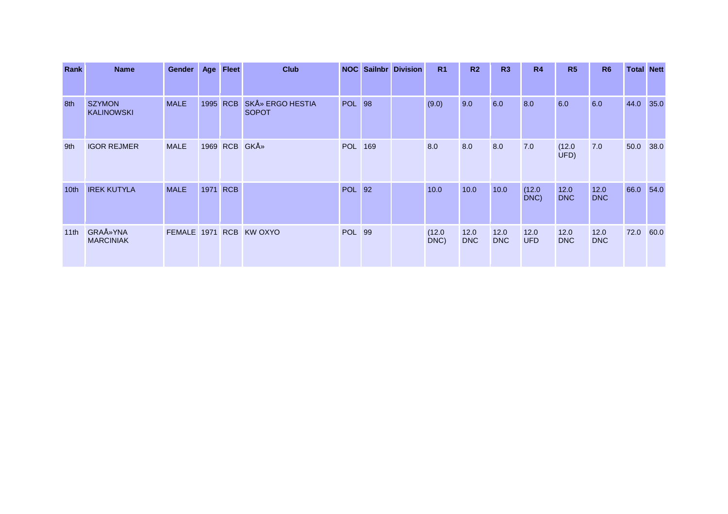| Rank | Name | Gender | Age | Fleet | Club | NOC | Sailnbr | Division | R1 | R2 | R3 | R4 | R5 | R6 | Total | Nett |
|---|---|---|---|---|---|---|---|---|---|---|---|---|---|---|---|---|
| 8th | SZYMON KALINOWSKI | MALE | 1995 | RCB | SKÅ» ERGO HESTIA SOPOT | POL | 98 | | (9.0) | 9.0 | 6.0 | 8.0 | 6.0 | 6.0 | 44.0 | 35.0 |
| 9th | IGOR REJMER | MALE | 1969 | RCB | GKÅ» | POL | 169 | | 8.0 | 8.0 | 8.0 | 7.0 | (12.0 UFD) | 7.0 | 50.0 | 38.0 |
| 10th | IREK KUTYLA | MALE | 1971 | RCB | | POL | 92 | | 10.0 | 10.0 | 10.0 | (12.0 DNC) | 12.0 DNC | 12.0 DNC | 66.0 | 54.0 |
| 11th | GRAÅ»YNA MARCINIAK | FEMALE | 1971 | RCB | KW OXYO | POL | 99 | | (12.0 DNC) | 12.0 DNC | 12.0 DNC | 12.0 UFD | 12.0 DNC | 12.0 DNC | 72.0 | 60.0 |